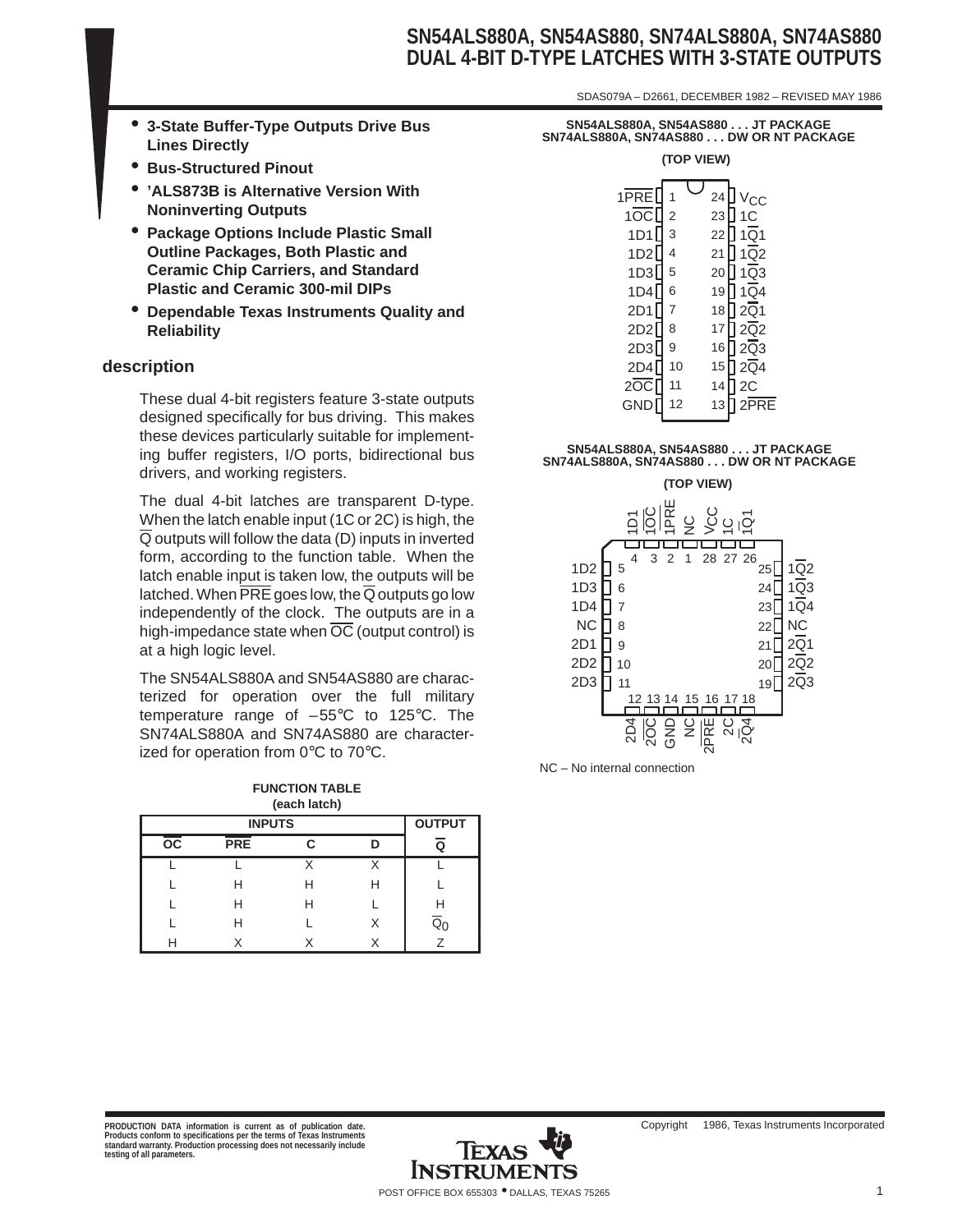# SN54ALS880A, SN54AS880, SN74ALS880A, SN74AS880
# DUAL 4-BIT D-TYPE LATCHES WITH 3-STATE OUTPUTS

SDAS079A – D2661, DECEMBER 1982 – REVISED MAY 1986

- **3-State Buffer-Type Outputs Drive Bus Lines Directly**
- **Bus-Structured Pinout**
- **'ALS873B is Alternative Version With Noninverting Outputs**
- **Package Options Include Plastic Small Outline Packages, Both Plastic and Ceramic Chip Carriers, and Standard Plastic and Ceramic 300-mil DIPs**
- **Dependable Texas Instruments Quality and Reliability**

**SN54ALS880A, SN54AS880 . . . JT PACKAGE**
**SN74ALS880A, SN74AS880 . . . DW OR NT PACKAGE**
**(TOP VIEW)**

| Pin | Name | Pin | Name |
|---|---|---|---|
| 1 | 1PRE | 24 | $V_{CC}$ |
| 2 | 1OC | 23 | 1C |
| 3 | 1D1 | 22 | 1Q1 |
| 4 | 1D2 | 21 | 1Q2 |
| 5 | 1D3 | 20 | 1Q3 |
| 6 | 1D4 | 19 | 1Q4 |
| 7 | 2D1 | 18 | 2Q1 |
| 8 | 2D2 | 17 | 2Q2 |
| 9 | 2D3 | 16 | 2Q3 |
| 10 | 2D4 | 15 | 2Q4 |
| 11 | 2OC | 14 | 2C |
| 12 | GND | 13 | 2PRE |

**SN54ALS880A, SN54AS880 . . . JT PACKAGE**
**SN74ALS880A, SN74AS880 . . . DW OR NT PACKAGE**
**(TOP VIEW)**

| Pin | Name | Pin | Name |
|---|---|---|---|
| 1 | NC | 15 | NC |
| 2 | 1PRE | 16 | 2PRE |
| 3 | 1OC | 17 | 2C |
| 4 | 1D1 | 18 | 2Q4 |
| 5 | 1D2 | 19 | 2Q3 |
| 6 | 1D3 | 20 | 2Q2 |
| 7 | 1D4 | 21 | 2Q1 |
| 8 | NC | 22 | NC |
| 9 | 2D1 | 23 | 1Q4 |
| 10 | 2D2 | 24 | 1Q3 |
| 11 | 2D3 | 25 | 1Q2 |
| 12 | 2D4 | 26 | 1Q1 |
| 13 | 2OC | 27 | 1C |
| 14 | GND | 28 | $V_{CC}$ |

NC – No internal connection

## description

These dual 4-bit registers feature 3-state outputs designed specifically for bus driving. This makes these devices particularly suitable for implementing buffer registers, I/O ports, bidirectional bus drivers, and working registers.

The dual 4-bit latches are transparent D-type. When the latch enable input (1C or 2C) is high, the Q outputs will follow the data (D) inputs in inverted form, according to the function table. When the latch enable input is taken low, the outputs will be latched. When PRE goes low, the Q outputs go low independently of the clock. The outputs are in a high-impedance state when OC (output control) is at a high logic level.

The SN54ALS880A and SN54AS880 are characterized for operation over the full military temperature range of –55°C to 125°C. The SN74ALS880A and SN74AS880 are characterized for operation from 0°C to 70°C.

**FUNCTION TABLE**
**(each latch)**

| INPUTS | | | | OUTPUT |
|---|---|---|---|---|
| OC | PRE | C | D | Q |
| L | L | X | X | L |
| L | H | H | H | L |
| L | H | H | L | H |
| L | H | L | X | $\overline{Q}_0$ |
| H | X | X | X | Z |

PRODUCTION DATA information is current as of publication date. Products conform to specifications per the terms of Texas Instruments standard warranty. Production processing does not necessarily include testing of all parameters.

Copyright © 1986, Texas Instruments Incorporated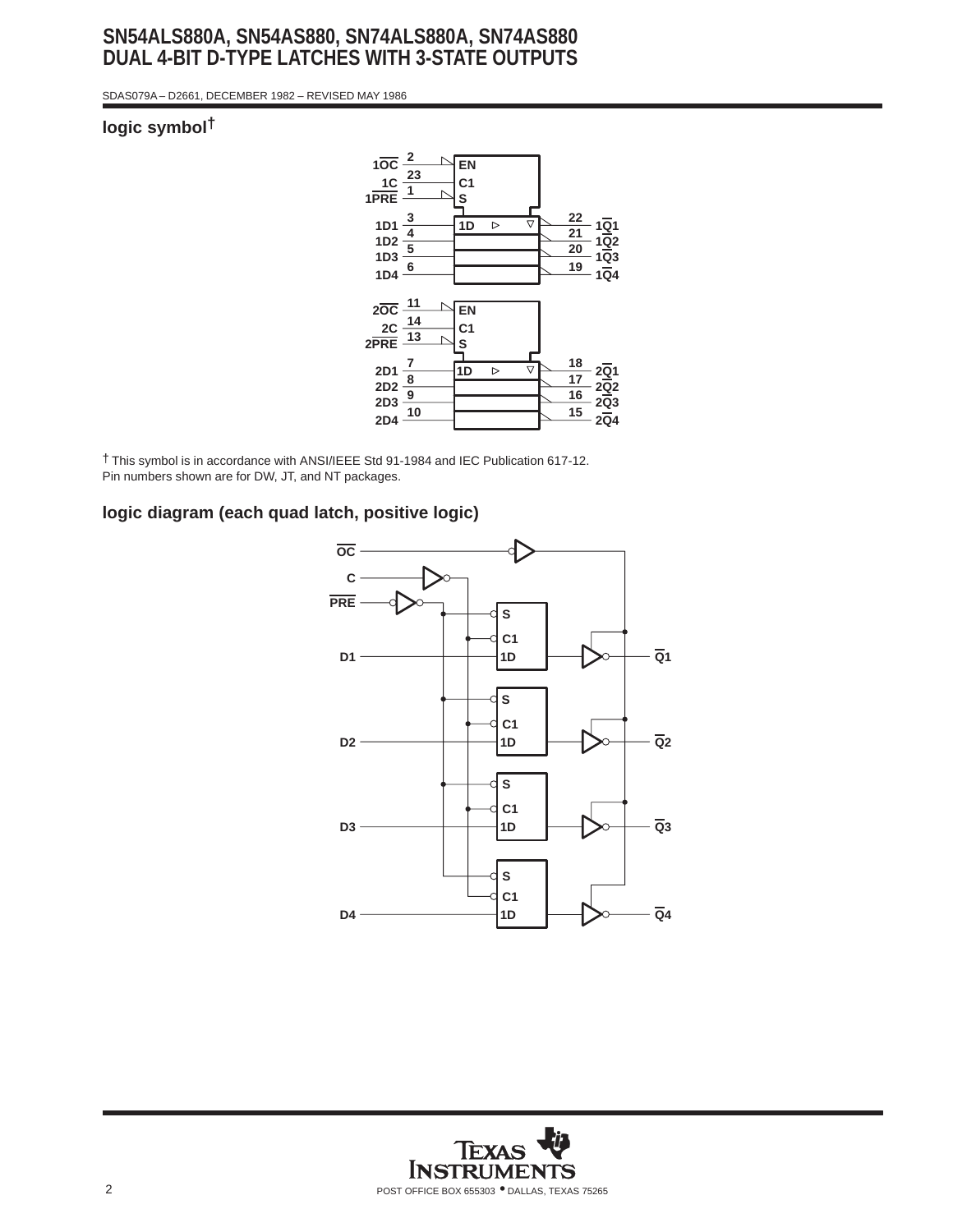## logic symbol†

† This symbol is in accordance with ANSI/IEEE Std 91-1984 and IEC Publication 617-12.
Pin numbers shown are for DW, JT, and NT packages.

## logic diagram (each quad latch, positive logic)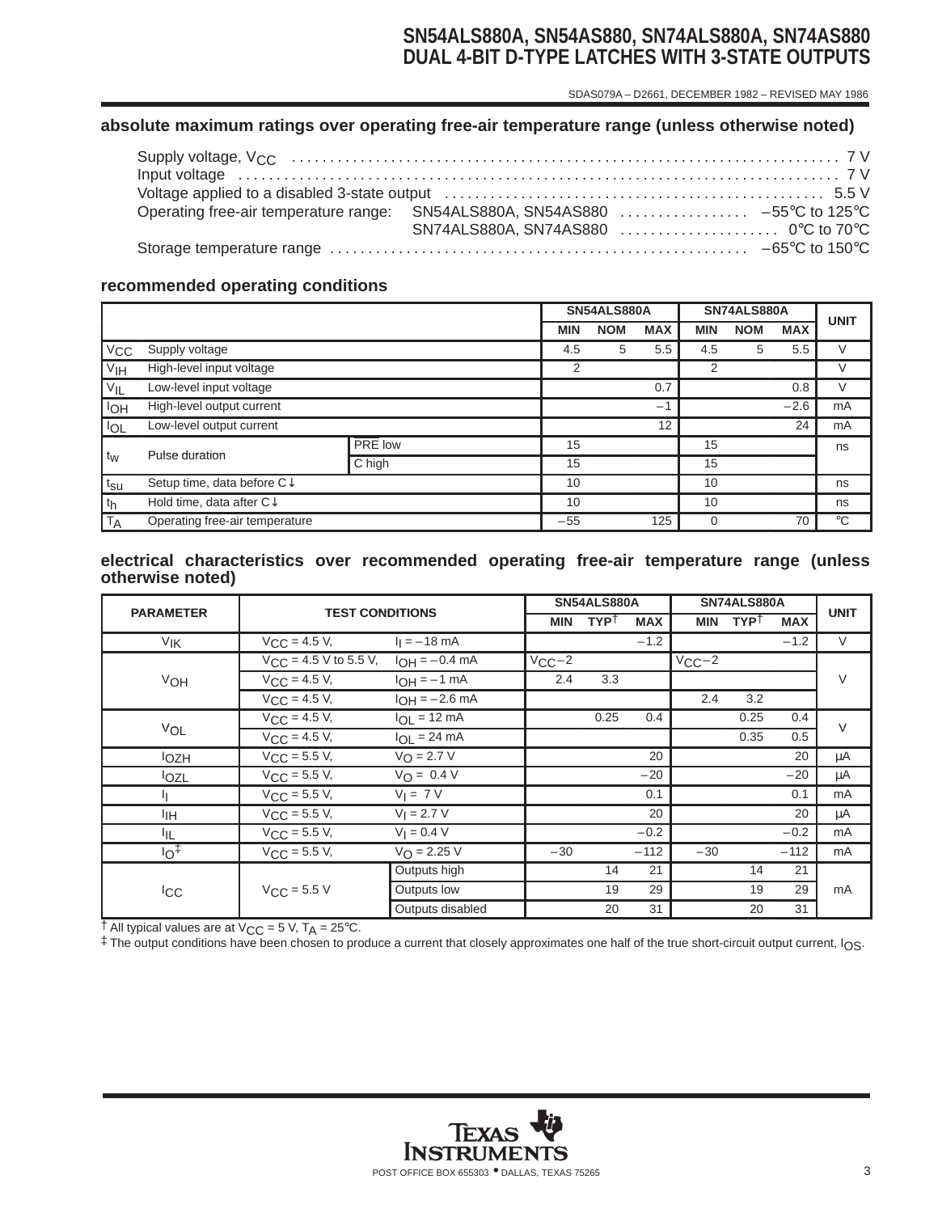## absolute maximum ratings over operating free-air temperature range (unless otherwise noted)

Supply voltage, $V_{CC}$ .......... 7 V
Input voltage .......... 7 V
Voltage applied to a disabled 3-state output .......... 5.5 V
Operating free-air temperature range: SN54ALS880A, SN54AS880 .......... −55°C to 125°C
SN74ALS880A, SN74AS880 .......... 0°C to 70°C
Storage temperature range .......... −65°C to 150°C

## recommended operating conditions

| | | | SN54ALS880A | | | SN74ALS880A | | | UNIT |
|---|---|---|---|---|---|---|---|---|---|
| | | | MIN | NOM | MAX | MIN | NOM | MAX | |
| $V_{CC}$ | Supply voltage | | 4.5 | 5 | 5.5 | 4.5 | 5 | 5.5 | V |
| $V_{IH}$ | High-level input voltage | | 2 | | | 2 | | | V |
| $V_{IL}$ | Low-level input voltage | | | | 0.7 | | | 0.8 | V |
| $I_{OH}$ | High-level output current | | | | −1 | | | −2.6 | mA |
| $I_{OL}$ | Low-level output current | | | | 12 | | | 24 | mA |
| $t_w$ | Pulse duration | $\overline{PRE}$ low | 15 | | | 15 | | | ns |
| | | C high | 15 | | | 15 | | | |
| $t_{su}$ | Setup time, data before C↓ | | 10 | | | 10 | | | ns |
| $t_h$ | Hold time, data after C↓ | | 10 | | | 10 | | | ns |
| $T_A$ | Operating free-air temperature | | −55 | | 125 | 0 | | 70 | °C |

## electrical characteristics over recommended operating free-air temperature range (unless otherwise noted)

| PARAMETER | TEST CONDITIONS | | SN54ALS880A | | | SN74ALS880A | | | UNIT |
|---|---|---|---|---|---|---|---|---|---|
| | | | MIN | TYP† | MAX | MIN | TYP† | MAX | |
| $V_{IK}$ | $V_{CC}$ = 4.5 V, | $I_I$ = −18 mA | | | −1.2 | | | −1.2 | V |
| $V_{OH}$ | $V_{CC}$ = 4.5 V to 5.5 V, | $I_{OH}$ = −0.4 mA | $V_{CC}$−2 | | | $V_{CC}$−2 | | | V |
| | $V_{CC}$ = 4.5 V, | $I_{OH}$ = −1 mA | 2.4 | 3.3 | | | | | |
| | $V_{CC}$ = 4.5 V, | $I_{OH}$ = −2.6 mA | | | | 2.4 | 3.2 | | |
| $V_{OL}$ | $V_{CC}$ = 4.5 V, | $I_{OL}$ = 12 mA | | 0.25 | 0.4 | | 0.25 | 0.4 | V |
| | $V_{CC}$ = 4.5 V, | $I_{OL}$ = 24 mA | | | | | 0.35 | 0.5 | |
| $I_{OZH}$ | $V_{CC}$ = 5.5 V, | $V_O$ = 2.7 V | | | 20 | | | 20 | μA |
| $I_{OZL}$ | $V_{CC}$ = 5.5 V, | $V_O$ = 0.4 V | | | −20 | | | −20 | μA |
| $I_I$ | $V_{CC}$ = 5.5 V, | $V_I$ = 7 V | | | 0.1 | | | 0.1 | mA |
| $I_{IH}$ | $V_{CC}$ = 5.5 V, | $V_I$ = 2.7 V | | | 20 | | | 20 | μA |
| $I_{IL}$ | $V_{CC}$ = 5.5 V, | $V_I$ = 0.4 V | | | −0.2 | | | −0.2 | mA |
| $I_O$‡ | $V_{CC}$ = 5.5 V, | $V_O$ = 2.25 V | −30 | | −112 | −30 | | −112 | mA |
| $I_{CC}$ | $V_{CC}$ = 5.5 V | Outputs high | | 14 | 21 | | 14 | 21 | mA |
| | | Outputs low | | 19 | 29 | | 19 | 29 | |
| | | Outputs disabled | | 20 | 31 | | 20 | 31 | |

† All typical values are at $V_{CC}$ = 5 V, $T_A$ = 25°C.
‡ The output conditions have been chosen to produce a current that closely approximates one half of the true short-circuit output current, $I_{OS}$.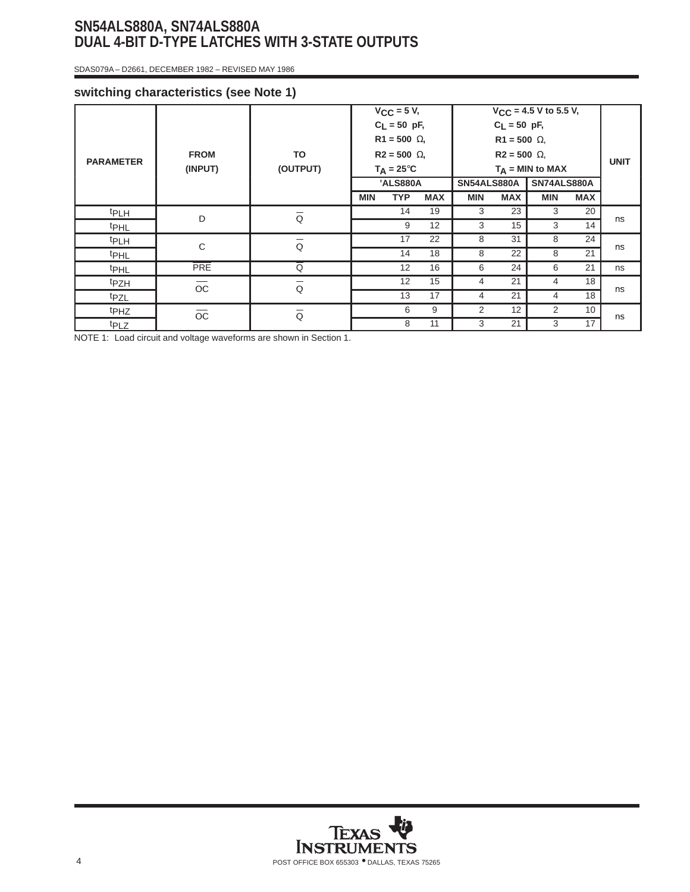## switching characteristics (see Note 1)

| PARAMETER | FROM (INPUT) | TO (OUTPUT) | $V_{CC}$ = 5 V, $C_L$ = 50 pF, R1 = 500 Ω, R2 = 500 Ω, $T_A$ = 25°C | | | $V_{CC}$ = 4.5 V to 5.5 V, $C_L$ = 50 pF, R1 = 500 Ω, R2 = 500 Ω, $T_A$ = MIN to MAX | | | | UNIT |
|---|---|---|---|---|---|---|---|---|---|---|
| | | | ’ALS880A | | | SN54ALS880A | | SN74ALS880A | | |
| | | | MIN | TYP | MAX | MIN | MAX | MIN | MAX | |
| $t_{PLH}$ | D | $\overline{Q}$ | | 14 | 19 | 3 | 23 | 3 | 20 | ns |
| $t_{PHL}$ | | | | 9 | 12 | 3 | 15 | 3 | 14 | |
| $t_{PLH}$ | C | $\overline{Q}$ | | 17 | 22 | 8 | 31 | 8 | 24 | ns |
| $t_{PHL}$ | | | | 14 | 18 | 8 | 22 | 8 | 21 | |
| $t_{PHL}$ | $\overline{PRE}$ | $\overline{Q}$ | | 12 | 16 | 6 | 24 | 6 | 21 | ns |
| $t_{PZH}$ | $\overline{OC}$ | $\overline{Q}$ | | 12 | 15 | 4 | 21 | 4 | 18 | ns |
| $t_{PZL}$ | | | | 13 | 17 | 4 | 21 | 4 | 18 | |
| $t_{PHZ}$ | $\overline{OC}$ | $\overline{Q}$ | | 6 | 9 | 2 | 12 | 2 | 10 | ns |
| $t_{PLZ}$ | | | | 8 | 11 | 3 | 21 | 3 | 17 | |

NOTE 1: Load circuit and voltage waveforms are shown in Section 1.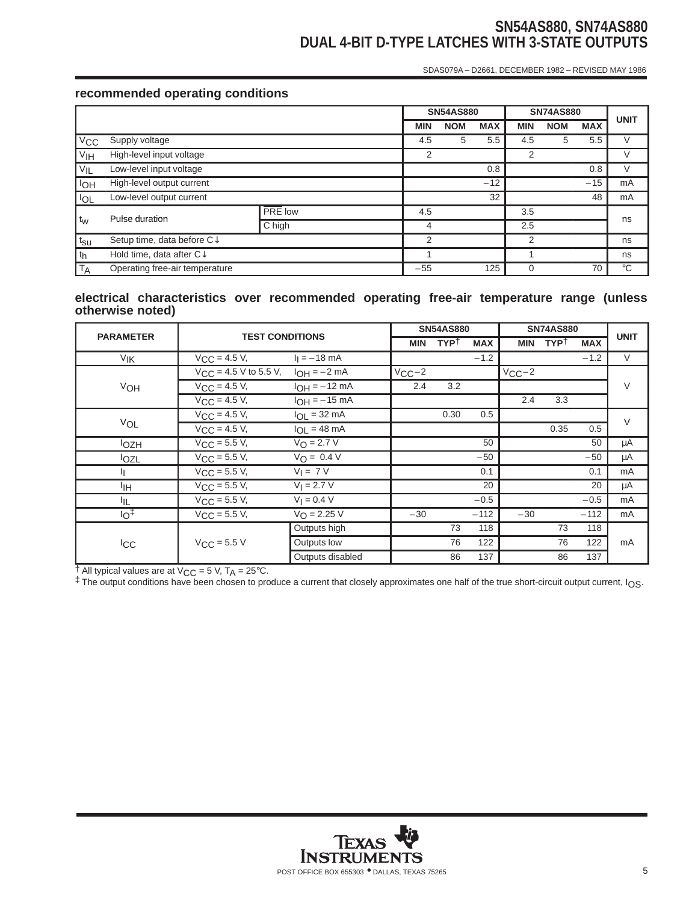## recommended operating conditions

| | | | SN54AS880 | | | SN74AS880 | | | UNIT |
|---|---|---|---|---|---|---|---|---|---|
| | | | MIN | NOM | MAX | MIN | NOM | MAX | |
| $V_{CC}$ | Supply voltage | | 4.5 | 5 | 5.5 | 4.5 | 5 | 5.5 | V |
| $V_{IH}$ | High-level input voltage | | 2 | | | 2 | | | V |
| $V_{IL}$ | Low-level input voltage | | | | 0.8 | | | 0.8 | V |
| $I_{OH}$ | High-level output current | | | | −12 | | | −15 | mA |
| $I_{OL}$ | Low-level output current | | | | 32 | | | 48 | mA |
| $t_w$ | Pulse duration | $\overline{\text{PRE}}$ low | 4.5 | | | 3.5 | | | ns |
| | | C high | 4 | | | 2.5 | | | |
| $t_{su}$ | Setup time, data before C↓ | | 2 | | | 2 | | | ns |
| $t_h$ | Hold time, data after C↓ | | 1 | | | 1 | | | ns |
| $T_A$ | Operating free-air temperature | | −55 | | 125 | 0 | | 70 | °C |

## electrical characteristics over recommended operating free-air temperature range (unless otherwise noted)

| PARAMETER | TEST CONDITIONS | | SN54AS880 | | | SN74AS880 | | | UNIT |
|---|---|---|---|---|---|---|---|---|---|
| | | | MIN | TYP† | MAX | MIN | TYP† | MAX | |
| $V_{IK}$ | $V_{CC}$ = 4.5 V, | $I_I$ = −18 mA | | | −1.2 | | | −1.2 | V |
| $V_{OH}$ | $V_{CC}$ = 4.5 V to 5.5 V, | $I_{OH}$ = −2 mA | $V_{CC}$−2 | | | $V_{CC}$−2 | | | V |
| | $V_{CC}$ = 4.5 V, | $I_{OH}$ = −12 mA | 2.4 | 3.2 | | | | | |
| | $V_{CC}$ = 4.5 V, | $I_{OH}$ = −15 mA | | | | 2.4 | 3.3 | | |
| $V_{OL}$ | $V_{CC}$ = 4.5 V, | $I_{OL}$ = 32 mA | | 0.30 | 0.5 | | | | V |
| | $V_{CC}$ = 4.5 V, | $I_{OL}$ = 48 mA | | | | | 0.35 | 0.5 | |
| $I_{OZH}$ | $V_{CC}$ = 5.5 V, | $V_O$ = 2.7 V | | | 50 | | | 50 | μA |
| $I_{OZL}$ | $V_{CC}$ = 5.5 V, | $V_O$ = 0.4 V | | | −50 | | | −50 | μA |
| $I_I$ | $V_{CC}$ = 5.5 V, | $V_I$ = 7 V | | | 0.1 | | | 0.1 | mA |
| $I_{IH}$ | $V_{CC}$ = 5.5 V, | $V_I$ = 2.7 V | | | 20 | | | 20 | μA |
| $I_{IL}$ | $V_{CC}$ = 5.5 V, | $V_I$ = 0.4 V | | | −0.5 | | | −0.5 | mA |
| $I_O$‡ | $V_{CC}$ = 5.5 V, | $V_O$ = 2.25 V | −30 | | −112 | −30 | | −112 | mA |
| $I_{CC}$ | $V_{CC}$ = 5.5 V | Outputs high | | 73 | 118 | | 73 | 118 | mA |
| | | Outputs low | | 76 | 122 | | 76 | 122 | |
| | | Outputs disabled | | 86 | 137 | | 86 | 137 | |

† All typical values are at $V_{CC}$ = 5 V, $T_A$ = 25°C.
‡ The output conditions have been chosen to produce a current that closely approximates one half of the true short-circuit output current, $I_{OS}$.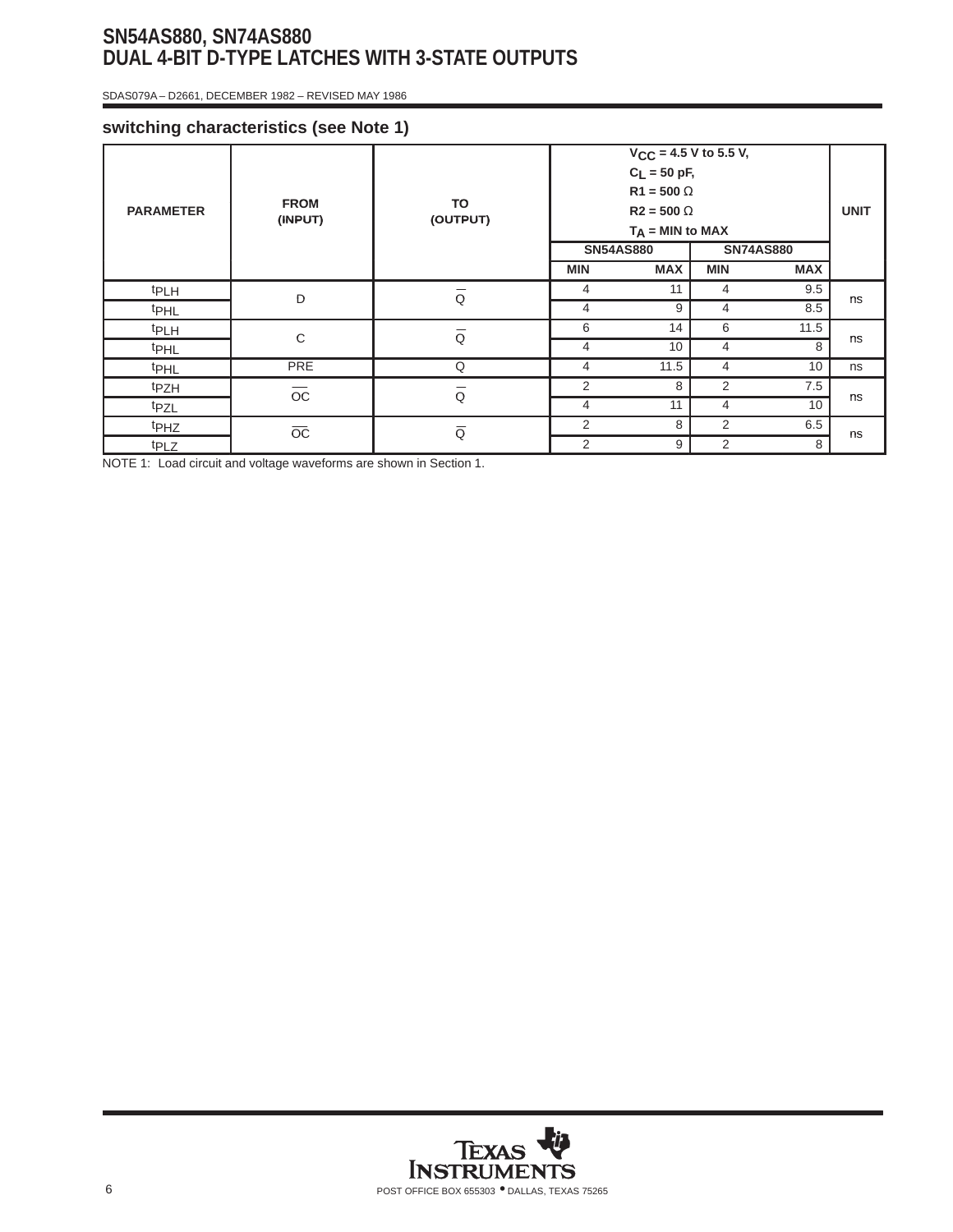## switching characteristics (see Note 1)

| PARAMETER | FROM (INPUT) | TO (OUTPUT) | $V_{CC}$ = 4.5 V to 5.5 V, $C_L$ = 50 pF, R1 = 500 Ω, R2 = 500 Ω, $T_A$ = MIN to MAX | | | | UNIT |
|---|---|---|---|---|---|---|---|
| | | | SN54AS880 | | SN74AS880 | | |
| | | | MIN | MAX | MIN | MAX | |
| $t_{PLH}$ | D | $\overline{Q}$ | 4 | 11 | 4 | 9.5 | ns |
| $t_{PHL}$ | | | 4 | 9 | 4 | 8.5 | |
| $t_{PLH}$ | C | $\overline{Q}$ | 6 | 14 | 6 | 11.5 | ns |
| $t_{PHL}$ | | | 4 | 10 | 4 | 8 | |
| $t_{PHL}$ | PRE | Q | 4 | 11.5 | 4 | 10 | ns |
| $t_{PZH}$ | $\overline{OC}$ | $\overline{Q}$ | 2 | 8 | 2 | 7.5 | ns |
| $t_{PZL}$ | | | 4 | 11 | 4 | 10 | |
| $t_{PHZ}$ | $\overline{OC}$ | $\overline{Q}$ | 2 | 8 | 2 | 6.5 | ns |
| $t_{PLZ}$ | | | 2 | 9 | 2 | 8 | |

NOTE 1: Load circuit and voltage waveforms are shown in Section 1.